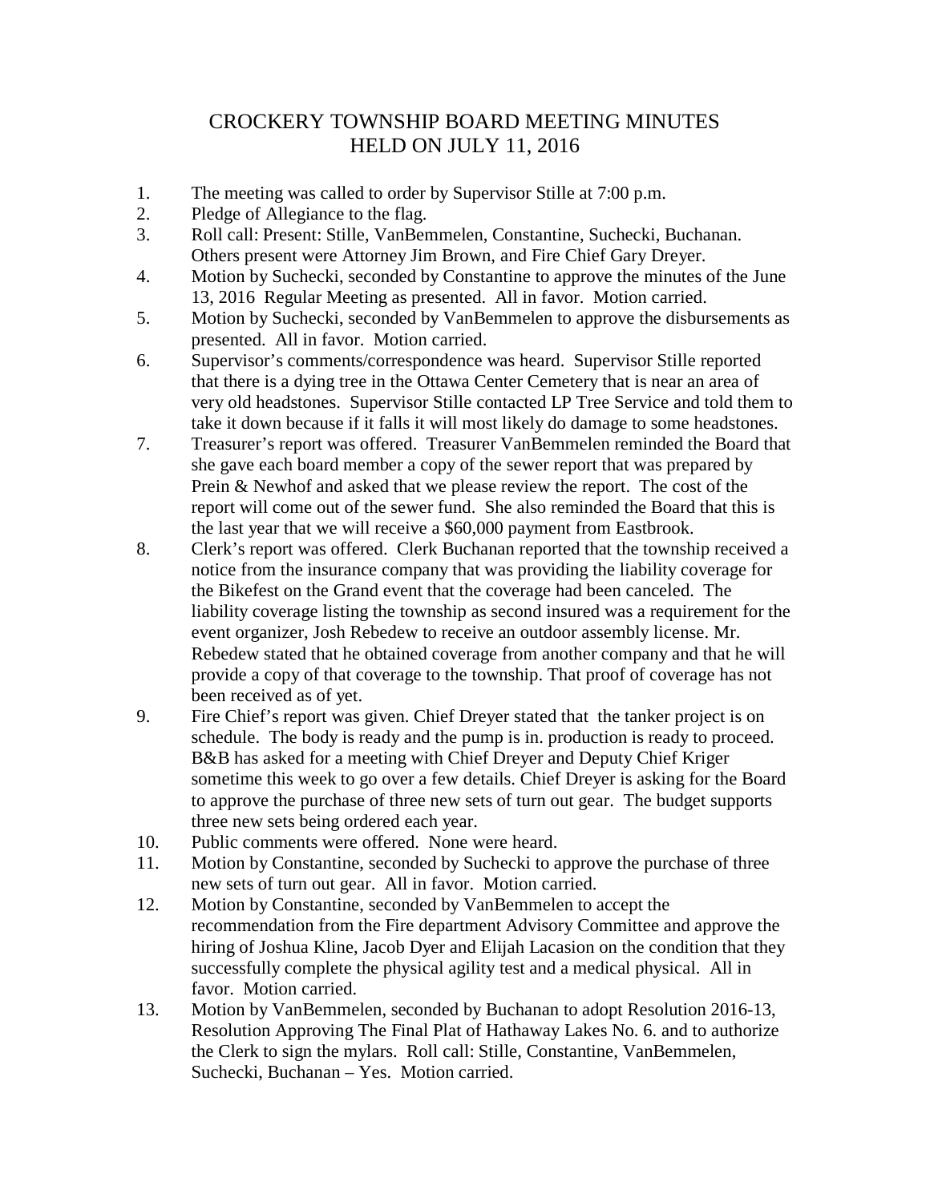# CROCKERY TOWNSHIP BOARD MEETING MINUTES
# HELD ON JULY 11, 2016

1. The meeting was called to order by Supervisor Stille at 7:00 p.m.
2. Pledge of Allegiance to the flag.
3. Roll call: Present: Stille, VanBemmelen, Constantine, Suchecki, Buchanan. Others present were Attorney Jim Brown, and Fire Chief Gary Dreyer.
4. Motion by Suchecki, seconded by Constantine to approve the minutes of the June 13, 2016 Regular Meeting as presented. All in favor. Motion carried.
5. Motion by Suchecki, seconded by VanBemmelen to approve the disbursements as presented. All in favor. Motion carried.
6. Supervisor's comments/correspondence was heard. Supervisor Stille reported that there is a dying tree in the Ottawa Center Cemetery that is near an area of very old headstones. Supervisor Stille contacted LP Tree Service and told them to take it down because if it falls it will most likely do damage to some headstones.
7. Treasurer's report was offered. Treasurer VanBemmelen reminded the Board that she gave each board member a copy of the sewer report that was prepared by Prein & Newhof and asked that we please review the report. The cost of the report will come out of the sewer fund. She also reminded the Board that this is the last year that we will receive a $60,000 payment from Eastbrook.
8. Clerk's report was offered. Clerk Buchanan reported that the township received a notice from the insurance company that was providing the liability coverage for the Bikefest on the Grand event that the coverage had been canceled. The liability coverage listing the township as second insured was a requirement for the event organizer, Josh Rebedew to receive an outdoor assembly license. Mr. Rebedew stated that he obtained coverage from another company and that he will provide a copy of that coverage to the township. That proof of coverage has not been received as of yet.
9. Fire Chief's report was given. Chief Dreyer stated that the tanker project is on schedule. The body is ready and the pump is in. production is ready to proceed. B&B has asked for a meeting with Chief Dreyer and Deputy Chief Kriger sometime this week to go over a few details. Chief Dreyer is asking for the Board to approve the purchase of three new sets of turn out gear. The budget supports three new sets being ordered each year.
10. Public comments were offered. None were heard.
11. Motion by Constantine, seconded by Suchecki to approve the purchase of three new sets of turn out gear. All in favor. Motion carried.
12. Motion by Constantine, seconded by VanBemmelen to accept the recommendation from the Fire department Advisory Committee and approve the hiring of Joshua Kline, Jacob Dyer and Elijah Lacasion on the condition that they successfully complete the physical agility test and a medical physical. All in favor. Motion carried.
13. Motion by VanBemmelen, seconded by Buchanan to adopt Resolution 2016-13, Resolution Approving The Final Plat of Hathaway Lakes No. 6. and to authorize the Clerk to sign the mylars. Roll call: Stille, Constantine, VanBemmelen, Suchecki, Buchanan – Yes. Motion carried.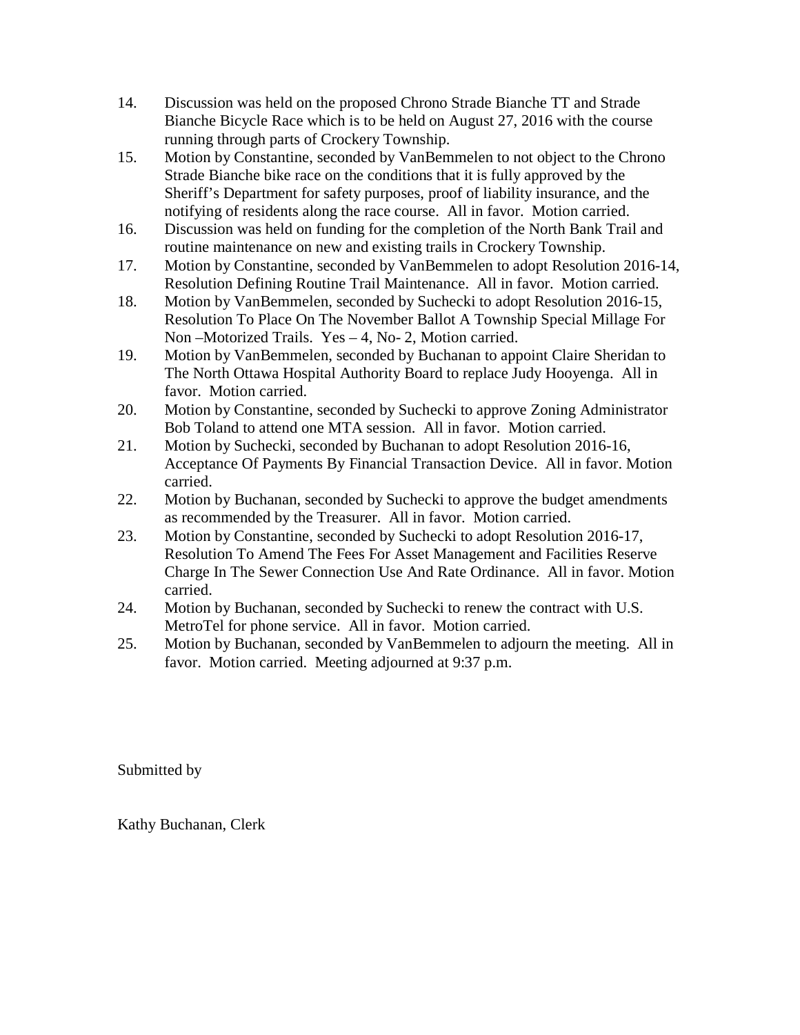14. Discussion was held on the proposed Chrono Strade Bianche TT and Strade Bianche Bicycle Race which is to be held on August 27, 2016 with the course running through parts of Crockery Township.
15. Motion by Constantine, seconded by VanBemmelen to not object to the Chrono Strade Bianche bike race on the conditions that it is fully approved by the Sheriff's Department for safety purposes, proof of liability insurance, and the notifying of residents along the race course. All in favor. Motion carried.
16. Discussion was held on funding for the completion of the North Bank Trail and routine maintenance on new and existing trails in Crockery Township.
17. Motion by Constantine, seconded by VanBemmelen to adopt Resolution 2016-14, Resolution Defining Routine Trail Maintenance. All in favor. Motion carried.
18. Motion by VanBemmelen, seconded by Suchecki to adopt Resolution 2016-15, Resolution To Place On The November Ballot A Township Special Millage For Non –Motorized Trails. Yes – 4, No- 2, Motion carried.
19. Motion by VanBemmelen, seconded by Buchanan to appoint Claire Sheridan to The North Ottawa Hospital Authority Board to replace Judy Hooyenga. All in favor. Motion carried.
20. Motion by Constantine, seconded by Suchecki to approve Zoning Administrator Bob Toland to attend one MTA session. All in favor. Motion carried.
21. Motion by Suchecki, seconded by Buchanan to adopt Resolution 2016-16, Acceptance Of Payments By Financial Transaction Device. All in favor. Motion carried.
22. Motion by Buchanan, seconded by Suchecki to approve the budget amendments as recommended by the Treasurer. All in favor. Motion carried.
23. Motion by Constantine, seconded by Suchecki to adopt Resolution 2016-17, Resolution To Amend The Fees For Asset Management and Facilities Reserve Charge In The Sewer Connection Use And Rate Ordinance. All in favor. Motion carried.
24. Motion by Buchanan, seconded by Suchecki to renew the contract with U.S. MetroTel for phone service. All in favor. Motion carried.
25. Motion by Buchanan, seconded by VanBemmelen to adjourn the meeting. All in favor. Motion carried. Meeting adjourned at 9:37 p.m.

Submitted by

Kathy Buchanan, Clerk